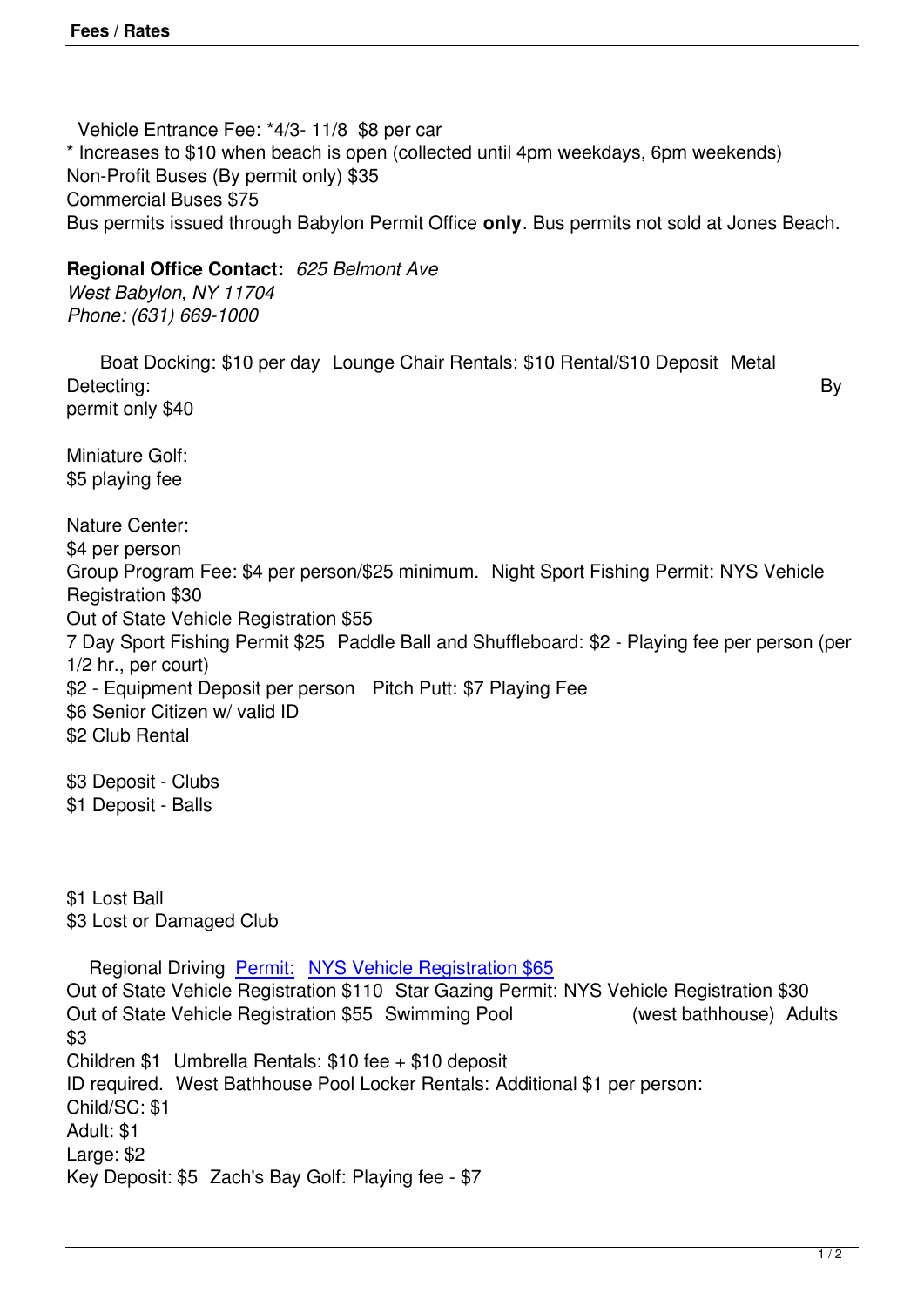Vehicle Entrance Fee: *4/3- 11/8 $8 per car
* Increases to $10 when beach is open (collected until 4pm weekdays, 6pm weekends)
Non-Profit Buses (By permit only) $35
Commercial Buses $75
Bus permits issued through Babylon Permit Office **only**. Bus permits not sold at Jones Beach.

**Regional Office Contact:** *625 Belmont Ave*
*West Babylon, NY 11704*
*Phone: (631) 669-1000*

Boat Docking: $10 per day Lounge Chair Rentals: $10 Rental/$10 Deposit Metal Detecting: By permit only $40

Miniature Golf:
$5 playing fee

Nature Center:
$4 per person
Group Program Fee: $4 per person/$25 minimum. Night Sport Fishing Permit: NYS Vehicle Registration $30
Out of State Vehicle Registration $55
7 Day Sport Fishing Permit $25 Paddle Ball and Shuffleboard: $2 - Playing fee per person (per 1/2 hr., per court)
$2 - Equipment Deposit per person Pitch Putt: $7 Playing Fee
$6 Senior Citizen w/ valid ID
$2 Club Rental

$3 Deposit - Clubs
$1 Deposit - Balls

$1 Lost Ball
$3 Lost or Damaged Club

Regional Driving Permit: NYS Vehicle Registration $65
Out of State Vehicle Registration $110 Star Gazing Permit: NYS Vehicle Registration $30
Out of State Vehicle Registration $55 Swimming Pool (west bathhouse) Adults $3
Children $1 Umbrella Rentals: $10 fee + $10 deposit
ID required. West Bathhouse Pool Locker Rentals: Additional $1 per person:
Child/SC: $1
Adult: $1
Large: $2
Key Deposit: $5 Zach's Bay Golf: Playing fee - $7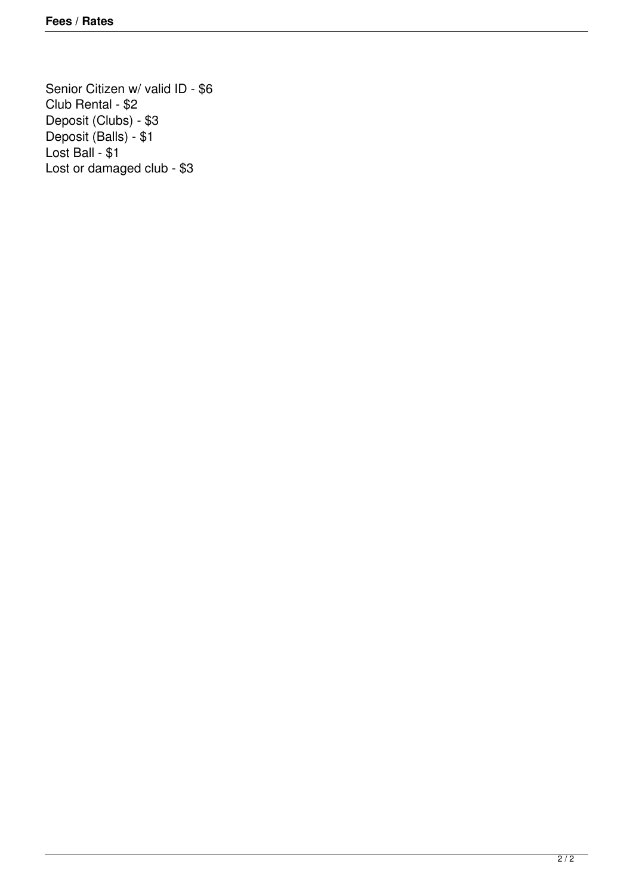Senior Citizen w/ valid ID - $6
Club Rental - $2
Deposit (Clubs) - $3
Deposit (Balls) - $1
Lost Ball - $1
Lost or damaged club - $3